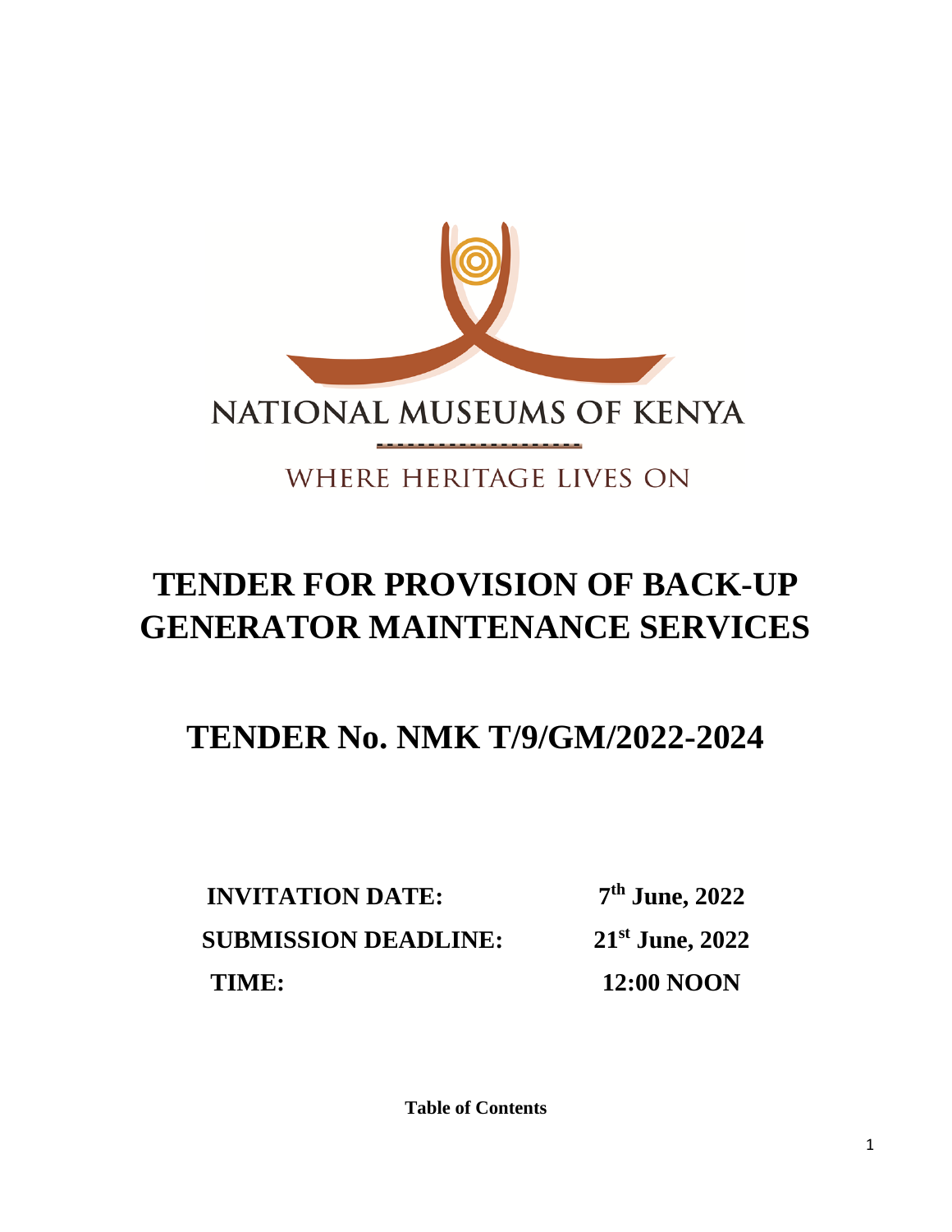NATIONAL MUSEUMS OF KENYA

WHERE HERITAGE LIVES ON

# TENDER FOR PROVISION OF BACK-UP GENERATOR MAINTENANCE SERVICES

# TENDER No. NMK T/9/GM/2022-2024

| | |
|---|---|
| **INVITATION DATE:** | **7th June, 2022** |
| **SUBMISSION DEADLINE:** | **21st June, 2022** |
| **TIME:** | **12:00 NOON** |

**Table of Contents**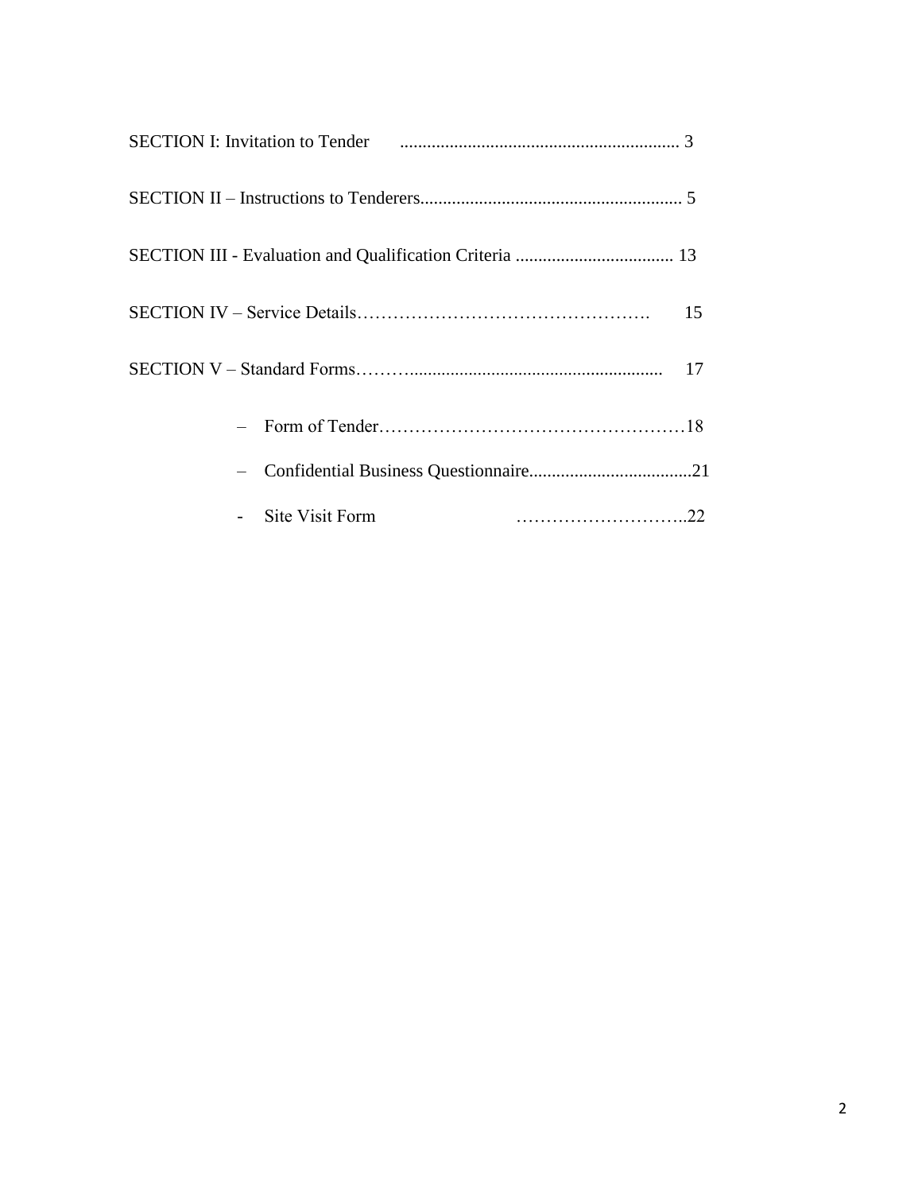SECTION I: Invitation to Tender .............................................................. 3

SECTION II – Instructions to Tenderers.......................................................... 5

SECTION III - Evaluation and Qualification Criteria ................................... 13

SECTION IV – Service Details…………………………………………. 15

SECTION V – Standard Forms……….......................................................... 17

- Form of Tender……………………………………………18
- Confidential Business Questionnaire....................................21
- Site Visit Form ………………………..22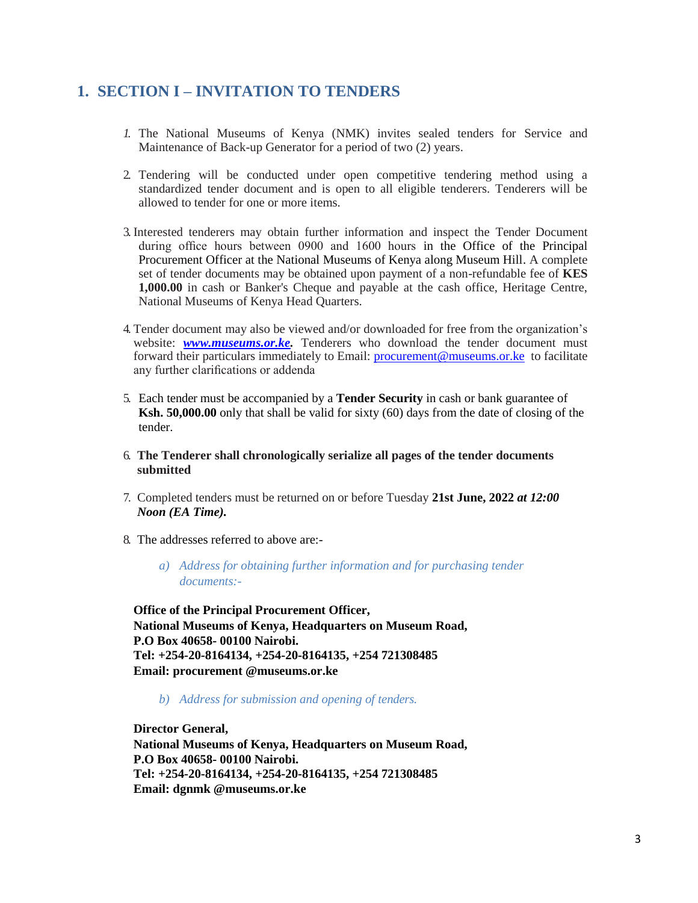# 1. SECTION I – INVITATION TO TENDERS

1. The National Museums of Kenya (NMK) invites sealed tenders for Service and Maintenance of Back-up Generator for a period of two (2) years.

2. Tendering will be conducted under open competitive tendering method using a standardized tender document and is open to all eligible tenderers. Tenderers will be allowed to tender for one or more items.

3. Interested tenderers may obtain further information and inspect the Tender Document during office hours between 0900 and 1600 hours in the Office of the Principal Procurement Officer at the National Museums of Kenya along Museum Hill. A complete set of tender documents may be obtained upon payment of a non-refundable fee of **KES 1,000.00** in cash or Banker's Cheque and payable at the cash office, Heritage Centre, National Museums of Kenya Head Quarters.

4. Tender document may also be viewed and/or downloaded for free from the organization's website: ***www.museums.or.ke***. Tenderers who download the tender document must forward their particulars immediately to Email: procurement@museums.or.ke to facilitate any further clarifications or addenda

5. Each tender must be accompanied by a **Tender Security** in cash or bank guarantee of **Ksh. 50,000.00** only that shall be valid for sixty (60) days from the date of closing of the tender.

6. **The Tenderer shall chronologically serialize all pages of the tender documents submitted**

7. Completed tenders must be returned on or before Tuesday **21st June, 2022** ***at 12:00 Noon (EA Time).***

8. The addresses referred to above are:-

    *a) Address for obtaining further information and for purchasing tender documents:-*

**Office of the Principal Procurement Officer,**
**National Museums of Kenya, Headquarters on Museum Road,**
**P.O Box 40658- 00100 Nairobi.**
**Tel: +254-20-8164134, +254-20-8164135, +254 721308485**
**Email: procurement @museums.or.ke**

*b) Address for submission and opening of tenders.*

**Director General,**
**National Museums of Kenya, Headquarters on Museum Road,**
**P.O Box 40658- 00100 Nairobi.**
**Tel: +254-20-8164134, +254-20-8164135, +254 721308485**
**Email: dgnmk @museums.or.ke**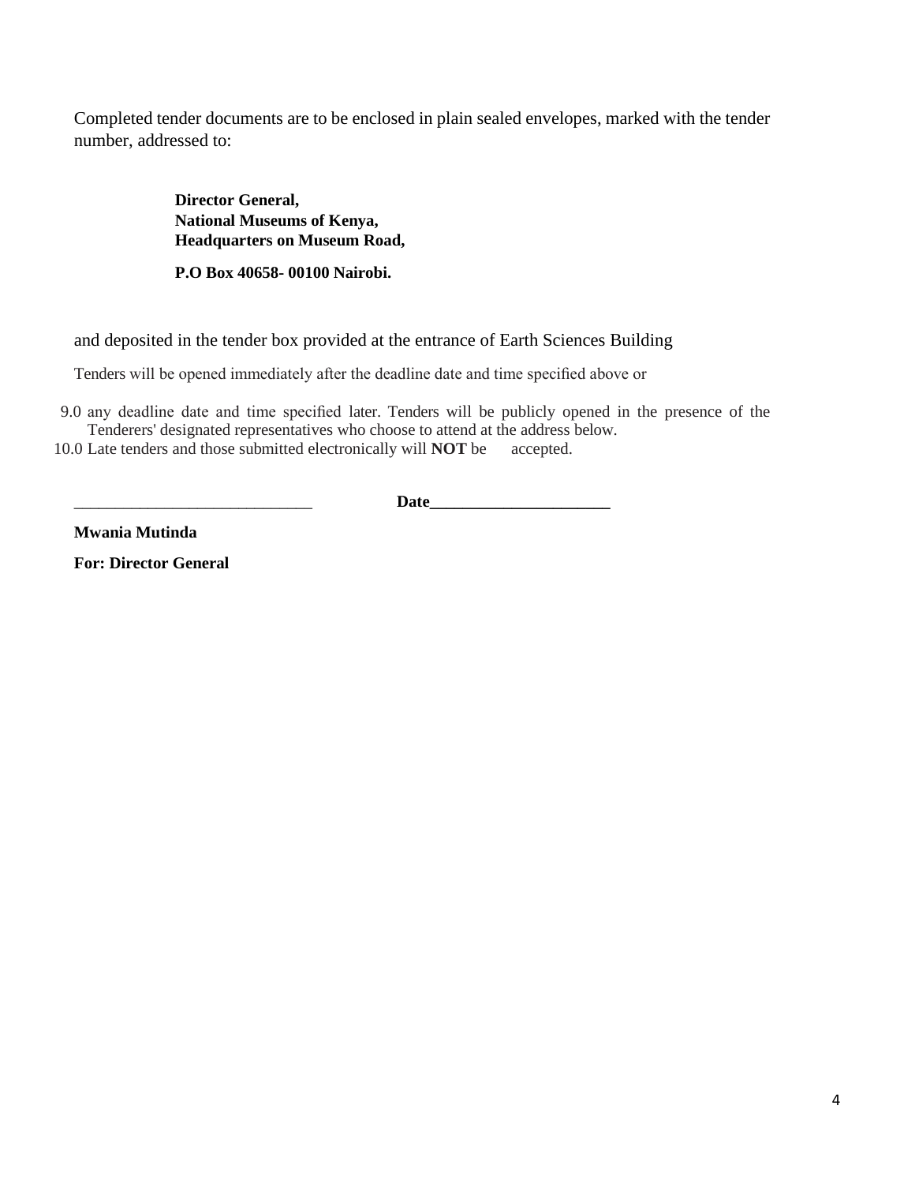Completed tender documents are to be enclosed in plain sealed envelopes, marked with the tender number, addressed to:

**Director General,**
**National Museums of Kenya,**
**Headquarters on Museum Road,**

**P.O Box 40658- 00100 Nairobi.**

and deposited in the tender box provided at the entrance of Earth Sciences Building

Tenders will be opened immediately after the deadline date and time specified above or

9.0 any deadline date and time specified later. Tenders will be publicly opened in the presence of the Tenderers' designated representatives who choose to attend at the address below.

10.0 Late tenders and those submitted electronically will **NOT** be accepted.

_____________________________ **Date______________________**

**Mwania Mutinda**

**For: Director General**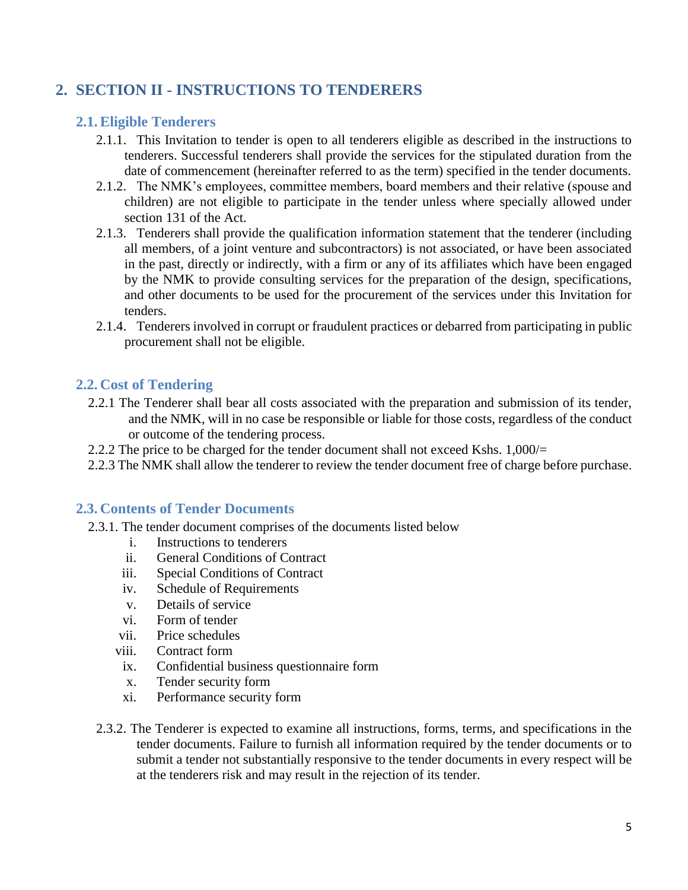## 2. SECTION II - INSTRUCTIONS TO TENDERERS

### 2.1. Eligible Tenderers

2.1.1. This Invitation to tender is open to all tenderers eligible as described in the instructions to tenderers. Successful tenderers shall provide the services for the stipulated duration from the date of commencement (hereinafter referred to as the term) specified in the tender documents.

2.1.2. The NMK's employees, committee members, board members and their relative (spouse and children) are not eligible to participate in the tender unless where specially allowed under section 131 of the Act.

2.1.3. Tenderers shall provide the qualification information statement that the tenderer (including all members, of a joint venture and subcontractors) is not associated, or have been associated in the past, directly or indirectly, with a firm or any of its affiliates which have been engaged by the NMK to provide consulting services for the preparation of the design, specifications, and other documents to be used for the procurement of the services under this Invitation for tenders.

2.1.4. Tenderers involved in corrupt or fraudulent practices or debarred from participating in public procurement shall not be eligible.

### 2.2. Cost of Tendering

2.2.1 The Tenderer shall bear all costs associated with the preparation and submission of its tender, and the NMK, will in no case be responsible or liable for those costs, regardless of the conduct or outcome of the tendering process.

2.2.2 The price to be charged for the tender document shall not exceed Kshs. 1,000/=

2.2.3 The NMK shall allow the tenderer to review the tender document free of charge before purchase.

### 2.3. Contents of Tender Documents

2.3.1. The tender document comprises of the documents listed below

i. Instructions to tenderers
ii. General Conditions of Contract
iii. Special Conditions of Contract
iv. Schedule of Requirements
v. Details of service
vi. Form of tender
vii. Price schedules
viii. Contract form
ix. Confidential business questionnaire form
x. Tender security form
xi. Performance security form

2.3.2. The Tenderer is expected to examine all instructions, forms, terms, and specifications in the tender documents. Failure to furnish all information required by the tender documents or to submit a tender not substantially responsive to the tender documents in every respect will be at the tenderers risk and may result in the rejection of its tender.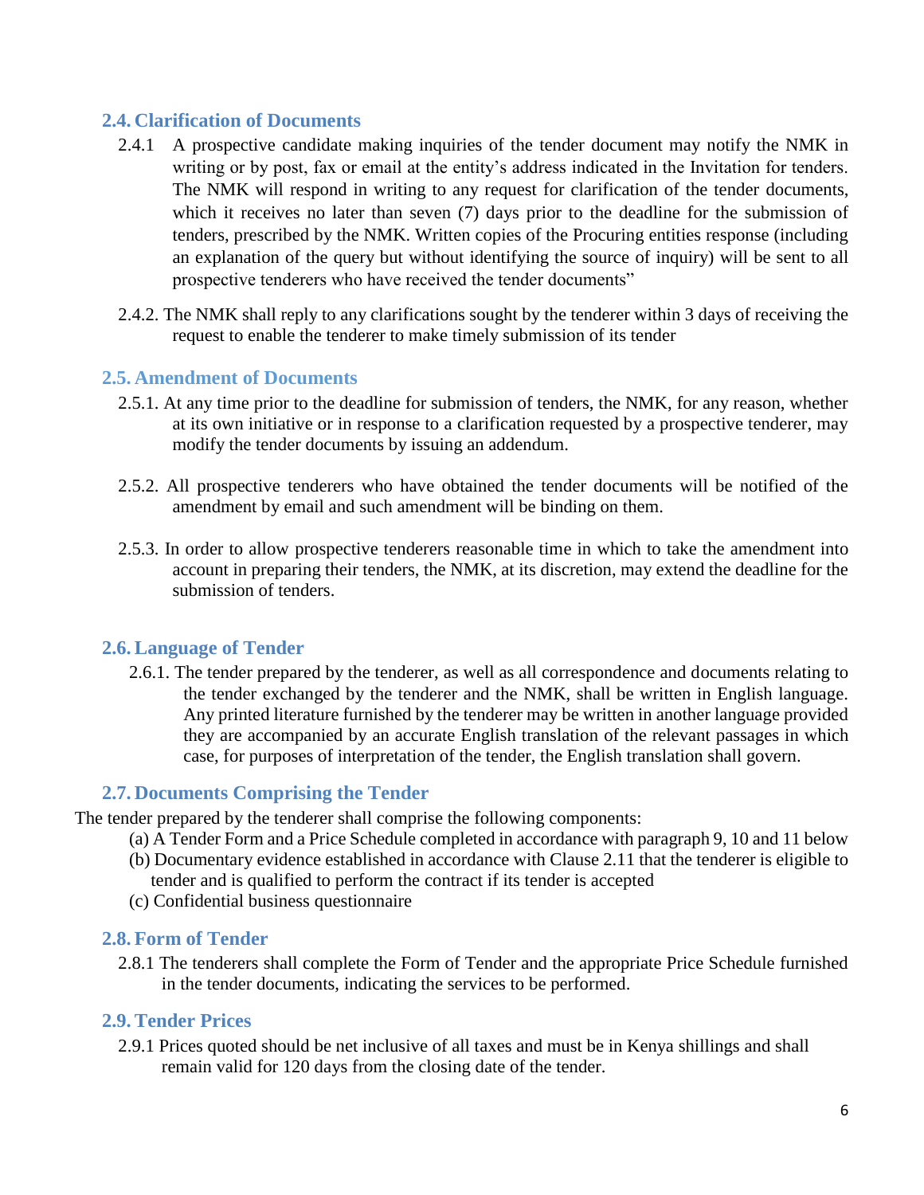## 2.4. Clarification of Documents

2.4.1 A prospective candidate making inquiries of the tender document may notify the NMK in writing or by post, fax or email at the entity's address indicated in the Invitation for tenders. The NMK will respond in writing to any request for clarification of the tender documents, which it receives no later than seven (7) days prior to the deadline for the submission of tenders, prescribed by the NMK. Written copies of the Procuring entities response (including an explanation of the query but without identifying the source of inquiry) will be sent to all prospective tenderers who have received the tender documents"

2.4.2. The NMK shall reply to any clarifications sought by the tenderer within 3 days of receiving the request to enable the tenderer to make timely submission of its tender

## 2.5. Amendment of Documents

2.5.1. At any time prior to the deadline for submission of tenders, the NMK, for any reason, whether at its own initiative or in response to a clarification requested by a prospective tenderer, may modify the tender documents by issuing an addendum.

2.5.2. All prospective tenderers who have obtained the tender documents will be notified of the amendment by email and such amendment will be binding on them.

2.5.3. In order to allow prospective tenderers reasonable time in which to take the amendment into account in preparing their tenders, the NMK, at its discretion, may extend the deadline for the submission of tenders.

## 2.6. Language of Tender

2.6.1. The tender prepared by the tenderer, as well as all correspondence and documents relating to the tender exchanged by the tenderer and the NMK, shall be written in English language. Any printed literature furnished by the tenderer may be written in another language provided they are accompanied by an accurate English translation of the relevant passages in which case, for purposes of interpretation of the tender, the English translation shall govern.

## 2.7. Documents Comprising the Tender

The tender prepared by the tenderer shall comprise the following components:

(a) A Tender Form and a Price Schedule completed in accordance with paragraph 9, 10 and 11 below
(b) Documentary evidence established in accordance with Clause 2.11 that the tenderer is eligible to tender and is qualified to perform the contract if its tender is accepted
(c) Confidential business questionnaire

## 2.8. Form of Tender

2.8.1 The tenderers shall complete the Form of Tender and the appropriate Price Schedule furnished in the tender documents, indicating the services to be performed.

## 2.9. Tender Prices

2.9.1 Prices quoted should be net inclusive of all taxes and must be in Kenya shillings and shall remain valid for 120 days from the closing date of the tender.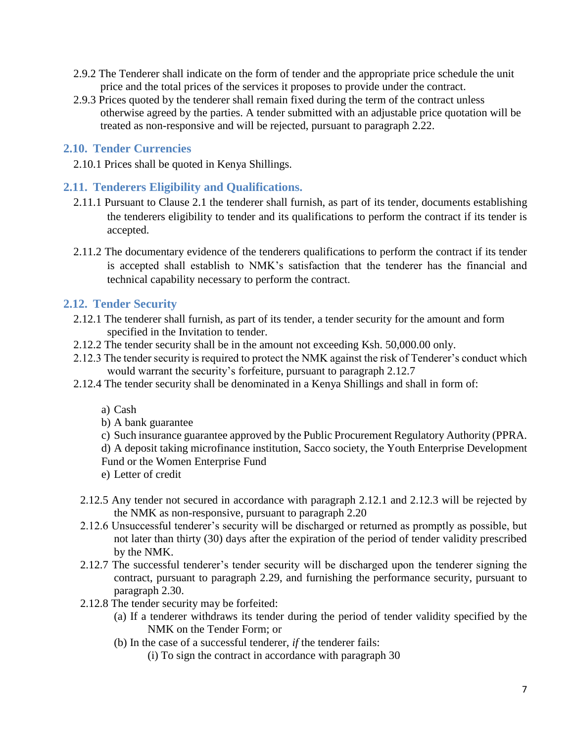2.9.2 The Tenderer shall indicate on the form of tender and the appropriate price schedule the unit price and the total prices of the services it proposes to provide under the contract.

2.9.3 Prices quoted by the tenderer shall remain fixed during the term of the contract unless otherwise agreed by the parties. A tender submitted with an adjustable price quotation will be treated as non-responsive and will be rejected, pursuant to paragraph 2.22.

## 2.10. Tender Currencies

2.10.1 Prices shall be quoted in Kenya Shillings.

## 2.11. Tenderers Eligibility and Qualifications.

2.11.1 Pursuant to Clause 2.1 the tenderer shall furnish, as part of its tender, documents establishing the tenderers eligibility to tender and its qualifications to perform the contract if its tender is accepted.

2.11.2 The documentary evidence of the tenderers qualifications to perform the contract if its tender is accepted shall establish to NMK's satisfaction that the tenderer has the financial and technical capability necessary to perform the contract.

## 2.12. Tender Security

2.12.1 The tenderer shall furnish, as part of its tender, a tender security for the amount and form specified in the Invitation to tender.

2.12.2 The tender security shall be in the amount not exceeding Ksh. 50,000.00 only.

2.12.3 The tender security is required to protect the NMK against the risk of Tenderer's conduct which would warrant the security's forfeiture, pursuant to paragraph 2.12.7

2.12.4 The tender security shall be denominated in a Kenya Shillings and shall in form of:

a) Cash
b) A bank guarantee
c) Such insurance guarantee approved by the Public Procurement Regulatory Authority (PPRA.
d) A deposit taking microfinance institution, Sacco society, the Youth Enterprise Development Fund or the Women Enterprise Fund
e) Letter of credit

2.12.5 Any tender not secured in accordance with paragraph 2.12.1 and 2.12.3 will be rejected by the NMK as non-responsive, pursuant to paragraph 2.20

2.12.6 Unsuccessful tenderer's security will be discharged or returned as promptly as possible, but not later than thirty (30) days after the expiration of the period of tender validity prescribed by the NMK.

2.12.7 The successful tenderer's tender security will be discharged upon the tenderer signing the contract, pursuant to paragraph 2.29, and furnishing the performance security, pursuant to paragraph 2.30.

2.12.8 The tender security may be forfeited:

(a) If a tenderer withdraws its tender during the period of tender validity specified by the NMK on the Tender Form; or

(b) In the case of a successful tenderer, *if* the tenderer fails:

(i) To sign the contract in accordance with paragraph 30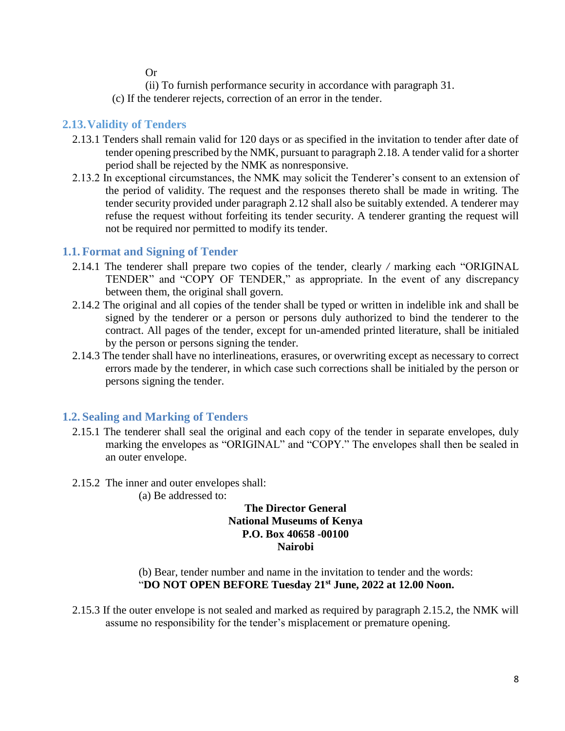Or

(ii) To furnish performance security in accordance with paragraph 31.

(c) If the tenderer rejects, correction of an error in the tender.

## 2.13. Validity of Tenders

2.13.1 Tenders shall remain valid for 120 days or as specified in the invitation to tender after date of tender opening prescribed by the NMK, pursuant to paragraph 2.18. A tender valid for a shorter period shall be rejected by the NMK as nonresponsive.

2.13.2 In exceptional circumstances, the NMK may solicit the Tenderer's consent to an extension of the period of validity. The request and the responses thereto shall be made in writing. The tender security provided under paragraph 2.12 shall also be suitably extended. A tenderer may refuse the request without forfeiting its tender security. A tenderer granting the request will not be required nor permitted to modify its tender.

## 1.1. Format and Signing of Tender

2.14.1 The tenderer shall prepare two copies of the tender, clearly / marking each "ORIGINAL TENDER" and "COPY OF TENDER," as appropriate. In the event of any discrepancy between them, the original shall govern.

2.14.2 The original and all copies of the tender shall be typed or written in indelible ink and shall be signed by the tenderer or a person or persons duly authorized to bind the tenderer to the contract. All pages of the tender, except for un-amended printed literature, shall be initialed by the person or persons signing the tender.

2.14.3 The tender shall have no interlineations, erasures, or overwriting except as necessary to correct errors made by the tenderer, in which case such corrections shall be initialed by the person or persons signing the tender.

## 1.2. Sealing and Marking of Tenders

2.15.1 The tenderer shall seal the original and each copy of the tender in separate envelopes, duly marking the envelopes as "ORIGINAL" and "COPY." The envelopes shall then be sealed in an outer envelope.

2.15.2 The inner and outer envelopes shall:

(a) Be addressed to:

**The Director General**
**National Museums of Kenya**
**P.O. Box 40658 -00100**
**Nairobi**

(b) Bear, tender number and name in the invitation to tender and the words:
"**DO NOT OPEN BEFORE Tuesday 21st June, 2022 at 12.00 Noon.**

2.15.3 If the outer envelope is not sealed and marked as required by paragraph 2.15.2, the NMK will assume no responsibility for the tender's misplacement or premature opening.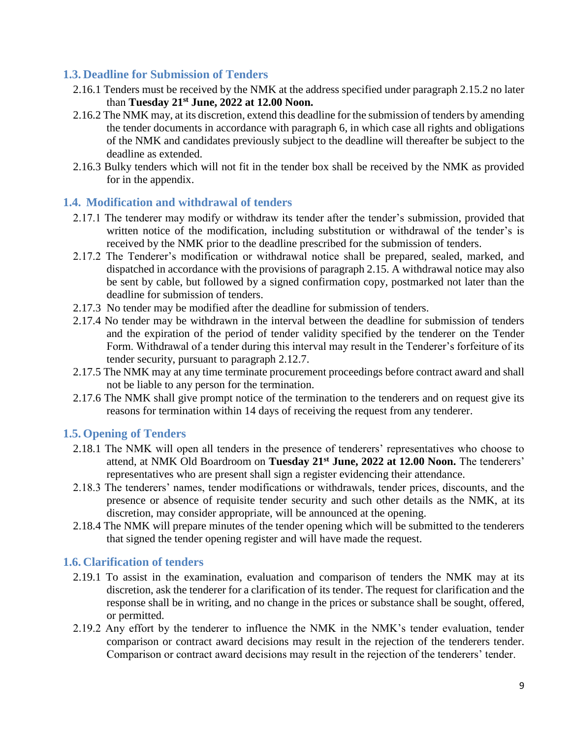### 1.3. Deadline for Submission of Tenders

2.16.1 Tenders must be received by the NMK at the address specified under paragraph 2.15.2 no later than **Tuesday 21st June, 2022 at 12.00 Noon.**

2.16.2 The NMK may, at its discretion, extend this deadline for the submission of tenders by amending the tender documents in accordance with paragraph 6, in which case all rights and obligations of the NMK and candidates previously subject to the deadline will thereafter be subject to the deadline as extended.

2.16.3 Bulky tenders which will not fit in the tender box shall be received by the NMK as provided for in the appendix.

### 1.4. Modification and withdrawal of tenders

2.17.1 The tenderer may modify or withdraw its tender after the tender's submission, provided that written notice of the modification, including substitution or withdrawal of the tender's is received by the NMK prior to the deadline prescribed for the submission of tenders.

2.17.2 The Tenderer's modification or withdrawal notice shall be prepared, sealed, marked, and dispatched in accordance with the provisions of paragraph 2.15. A withdrawal notice may also be sent by cable, but followed by a signed confirmation copy, postmarked not later than the deadline for submission of tenders.

2.17.3 No tender may be modified after the deadline for submission of tenders.

2.17.4 No tender may be withdrawn in the interval between the deadline for submission of tenders and the expiration of the period of tender validity specified by the tenderer on the Tender Form. Withdrawal of a tender during this interval may result in the Tenderer's forfeiture of its tender security, pursuant to paragraph 2.12.7.

2.17.5 The NMK may at any time terminate procurement proceedings before contract award and shall not be liable to any person for the termination.

2.17.6 The NMK shall give prompt notice of the termination to the tenderers and on request give its reasons for termination within 14 days of receiving the request from any tenderer.

### 1.5. Opening of Tenders

2.18.1 The NMK will open all tenders in the presence of tenderers' representatives who choose to attend, at NMK Old Boardroom on **Tuesday 21st June, 2022 at 12.00 Noon.** The tenderers' representatives who are present shall sign a register evidencing their attendance.

2.18.3 The tenderers' names, tender modifications or withdrawals, tender prices, discounts, and the presence or absence of requisite tender security and such other details as the NMK, at its discretion, may consider appropriate, will be announced at the opening.

2.18.4 The NMK will prepare minutes of the tender opening which will be submitted to the tenderers that signed the tender opening register and will have made the request.

### 1.6. Clarification of tenders

2.19.1 To assist in the examination, evaluation and comparison of tenders the NMK may at its discretion, ask the tenderer for a clarification of its tender. The request for clarification and the response shall be in writing, and no change in the prices or substance shall be sought, offered, or permitted.

2.19.2 Any effort by the tenderer to influence the NMK in the NMK's tender evaluation, tender comparison or contract award decisions may result in the rejection of the tenderers tender. Comparison or contract award decisions may result in the rejection of the tenderers' tender.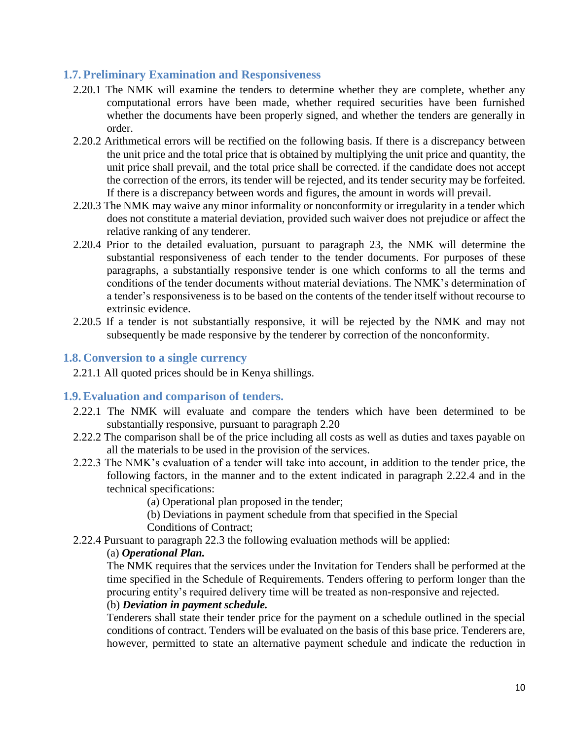## 1.7. Preliminary Examination and Responsiveness

2.20.1 The NMK will examine the tenders to determine whether they are complete, whether any computational errors have been made, whether required securities have been furnished whether the documents have been properly signed, and whether the tenders are generally in order.

2.20.2 Arithmetical errors will be rectified on the following basis. If there is a discrepancy between the unit price and the total price that is obtained by multiplying the unit price and quantity, the unit price shall prevail, and the total price shall be corrected. if the candidate does not accept the correction of the errors, its tender will be rejected, and its tender security may be forfeited. If there is a discrepancy between words and figures, the amount in words will prevail.

2.20.3 The NMK may waive any minor informality or nonconformity or irregularity in a tender which does not constitute a material deviation, provided such waiver does not prejudice or affect the relative ranking of any tenderer.

2.20.4 Prior to the detailed evaluation, pursuant to paragraph 23, the NMK will determine the substantial responsiveness of each tender to the tender documents. For purposes of these paragraphs, a substantially responsive tender is one which conforms to all the terms and conditions of the tender documents without material deviations. The NMK's determination of a tender's responsiveness is to be based on the contents of the tender itself without recourse to extrinsic evidence.

2.20.5 If a tender is not substantially responsive, it will be rejected by the NMK and may not subsequently be made responsive by the tenderer by correction of the nonconformity.

## 1.8. Conversion to a single currency

2.21.1 All quoted prices should be in Kenya shillings.

## 1.9. Evaluation and comparison of tenders.

2.22.1 The NMK will evaluate and compare the tenders which have been determined to be substantially responsive, pursuant to paragraph 2.20

2.22.2 The comparison shall be of the price including all costs as well as duties and taxes payable on all the materials to be used in the provision of the services.

2.22.3 The NMK's evaluation of a tender will take into account, in addition to the tender price, the following factors, in the manner and to the extent indicated in paragraph 2.22.4 and in the technical specifications:

(a) Operational plan proposed in the tender;

(b) Deviations in payment schedule from that specified in the Special Conditions of Contract;

2.22.4 Pursuant to paragraph 22.3 the following evaluation methods will be applied:

(a) ***Operational Plan.***

The NMK requires that the services under the Invitation for Tenders shall be performed at the time specified in the Schedule of Requirements. Tenders offering to perform longer than the procuring entity's required delivery time will be treated as non-responsive and rejected.

(b) ***Deviation in payment schedule.***

Tenderers shall state their tender price for the payment on a schedule outlined in the special conditions of contract. Tenders will be evaluated on the basis of this base price. Tenderers are, however, permitted to state an alternative payment schedule and indicate the reduction in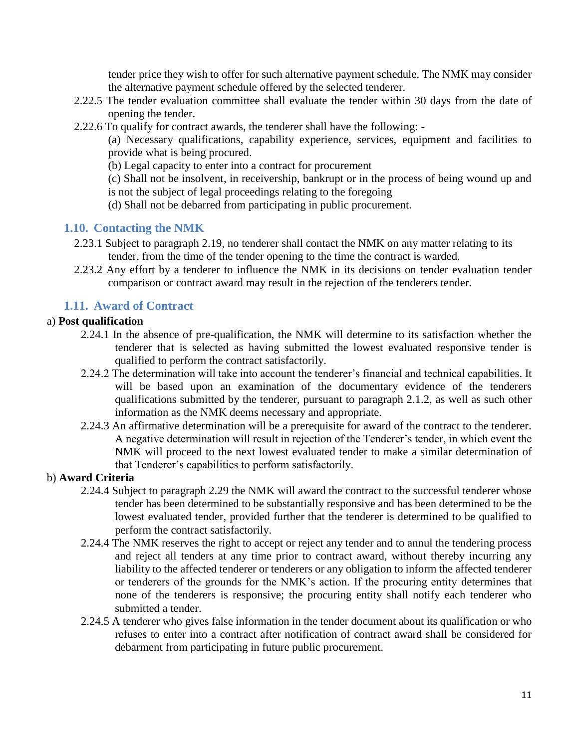tender price they wish to offer for such alternative payment schedule. The NMK may consider the alternative payment schedule offered by the selected tenderer.

2.22.5 The tender evaluation committee shall evaluate the tender within 30 days from the date of opening the tender.

2.22.6 To qualify for contract awards, the tenderer shall have the following: -

(a) Necessary qualifications, capability experience, services, equipment and facilities to provide what is being procured.

(b) Legal capacity to enter into a contract for procurement

(c) Shall not be insolvent, in receivership, bankrupt or in the process of being wound up and is not the subject of legal proceedings relating to the foregoing

(d) Shall not be debarred from participating in public procurement.

## 1.10. Contacting the NMK

2.23.1 Subject to paragraph 2.19, no tenderer shall contact the NMK on any matter relating to its tender, from the time of the tender opening to the time the contract is warded.

2.23.2 Any effort by a tenderer to influence the NMK in its decisions on tender evaluation tender comparison or contract award may result in the rejection of the tenderers tender.

## 1.11. Award of Contract

a) **Post qualification**

2.24.1 In the absence of pre-qualification, the NMK will determine to its satisfaction whether the tenderer that is selected as having submitted the lowest evaluated responsive tender is qualified to perform the contract satisfactorily.

2.24.2 The determination will take into account the tenderer's financial and technical capabilities. It will be based upon an examination of the documentary evidence of the tenderers qualifications submitted by the tenderer, pursuant to paragraph 2.1.2, as well as such other information as the NMK deems necessary and appropriate.

2.24.3 An affirmative determination will be a prerequisite for award of the contract to the tenderer. A negative determination will result in rejection of the Tenderer's tender, in which event the NMK will proceed to the next lowest evaluated tender to make a similar determination of that Tenderer's capabilities to perform satisfactorily.

b) **Award Criteria**

2.24.4 Subject to paragraph 2.29 the NMK will award the contract to the successful tenderer whose tender has been determined to be substantially responsive and has been determined to be the lowest evaluated tender, provided further that the tenderer is determined to be qualified to perform the contract satisfactorily.

2.24.4 The NMK reserves the right to accept or reject any tender and to annul the tendering process and reject all tenders at any time prior to contract award, without thereby incurring any liability to the affected tenderer or tenderers or any obligation to inform the affected tenderer or tenderers of the grounds for the NMK's action. If the procuring entity determines that none of the tenderers is responsive; the procuring entity shall notify each tenderer who submitted a tender.

2.24.5 A tenderer who gives false information in the tender document about its qualification or who refuses to enter into a contract after notification of contract award shall be considered for debarment from participating in future public procurement.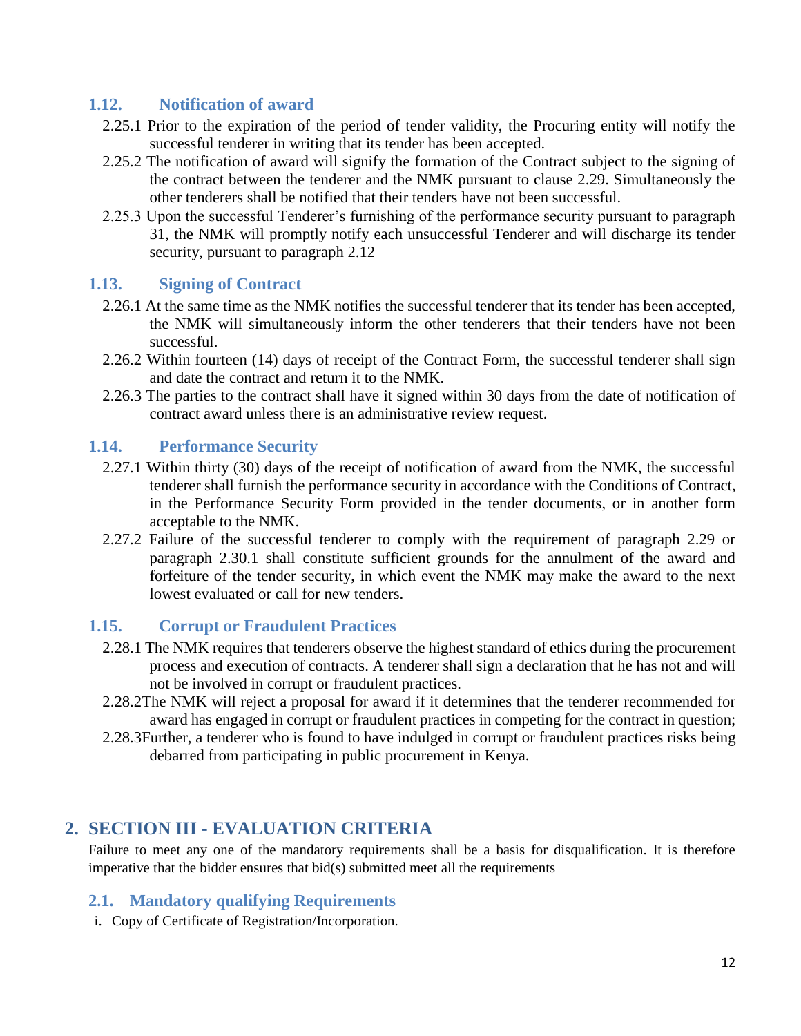### 1.12. Notification of award

2.25.1 Prior to the expiration of the period of tender validity, the Procuring entity will notify the successful tenderer in writing that its tender has been accepted.

2.25.2 The notification of award will signify the formation of the Contract subject to the signing of the contract between the tenderer and the NMK pursuant to clause 2.29. Simultaneously the other tenderers shall be notified that their tenders have not been successful.

2.25.3 Upon the successful Tenderer's furnishing of the performance security pursuant to paragraph 31, the NMK will promptly notify each unsuccessful Tenderer and will discharge its tender security, pursuant to paragraph 2.12

### 1.13. Signing of Contract

2.26.1 At the same time as the NMK notifies the successful tenderer that its tender has been accepted, the NMK will simultaneously inform the other tenderers that their tenders have not been successful.

2.26.2 Within fourteen (14) days of receipt of the Contract Form, the successful tenderer shall sign and date the contract and return it to the NMK.

2.26.3 The parties to the contract shall have it signed within 30 days from the date of notification of contract award unless there is an administrative review request.

### 1.14. Performance Security

2.27.1 Within thirty (30) days of the receipt of notification of award from the NMK, the successful tenderer shall furnish the performance security in accordance with the Conditions of Contract, in the Performance Security Form provided in the tender documents, or in another form acceptable to the NMK.

2.27.2 Failure of the successful tenderer to comply with the requirement of paragraph 2.29 or paragraph 2.30.1 shall constitute sufficient grounds for the annulment of the award and forfeiture of the tender security, in which event the NMK may make the award to the next lowest evaluated or call for new tenders.

### 1.15. Corrupt or Fraudulent Practices

2.28.1 The NMK requires that tenderers observe the highest standard of ethics during the procurement process and execution of contracts. A tenderer shall sign a declaration that he has not and will not be involved in corrupt or fraudulent practices.

2.28.2The NMK will reject a proposal for award if it determines that the tenderer recommended for award has engaged in corrupt or fraudulent practices in competing for the contract in question;

2.28.3Further, a tenderer who is found to have indulged in corrupt or fraudulent practices risks being debarred from participating in public procurement in Kenya.

## 2. SECTION III - EVALUATION CRITERIA

Failure to meet any one of the mandatory requirements shall be a basis for disqualification. It is therefore imperative that the bidder ensures that bid(s) submitted meet all the requirements

### 2.1. Mandatory qualifying Requirements

i. Copy of Certificate of Registration/Incorporation.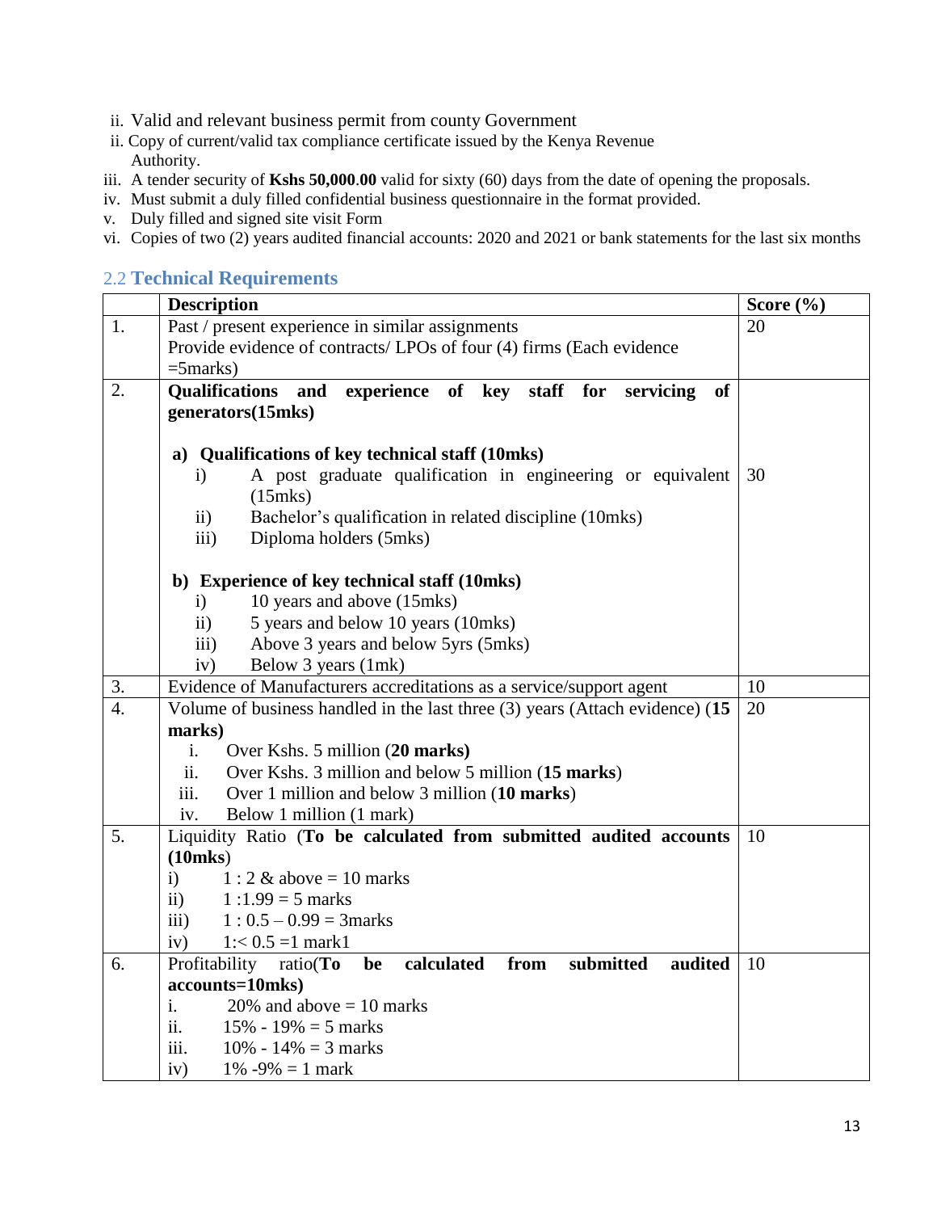ii. Valid and relevant business permit from county Government
ii. Copy of current/valid tax compliance certificate issued by the Kenya Revenue Authority.
iii. A tender security of **Kshs 50,000.00** valid for sixty (60) days from the date of opening the proposals.
iv. Must submit a duly filled confidential business questionnaire in the format provided.
v. Duly filled and signed site visit Form
vi. Copies of two (2) years audited financial accounts: 2020 and 2021 or bank statements for the last six months

## 2.2 Technical Requirements

| | **Description** | **Score (%)** |
|---|---|---|
| 1. | Past / present experience in similar assignments<br>Provide evidence of contracts/ LPOs of four (4) firms (Each evidence =5marks) | 20 |
| 2. | **Qualifications and experience of key staff for servicing of generators(15mks)**<br><br>**a) Qualifications of key technical staff (10mks)**<br>i) A post graduate qualification in engineering or equivalent (15mks)<br>ii) Bachelor's qualification in related discipline (10mks)<br>iii) Diploma holders (5mks)<br><br>**b) Experience of key technical staff (10mks)**<br>i) 10 years and above (15mks)<br>ii) 5 years and below 10 years (10mks)<br>iii) Above 3 years and below 5yrs (5mks)<br>iv) Below 3 years (1mk) | 30 |
| 3. | Evidence of Manufacturers accreditations as a service/support agent | 10 |
| 4. | Volume of business handled in the last three (3) years (Attach evidence) (**15 marks**)<br>i. Over Kshs. 5 million (**20 marks**)<br>ii. Over Kshs. 3 million and below 5 million (**15 marks**)<br>iii. Over 1 million and below 3 million (**10 marks**)<br>iv. Below 1 million (1 mark) | 20 |
| 5. | Liquidity Ratio (**To be calculated from submitted audited accounts (10mks**)<br>i) 1 : 2 & above = 10 marks<br>ii) 1 :1.99 = 5 marks<br>iii) 1 : 0.5 – 0.99 = 3marks<br>iv) 1:< 0.5 =1 mark1 | 10 |
| 6. | Profitability ratio(**To be calculated from submitted audited accounts=10mks**)<br>i. 20% and above = 10 marks<br>ii. 15% - 19% = 5 marks<br>iii. 10% - 14% = 3 marks<br>iv) 1% -9% = 1 mark | 10 |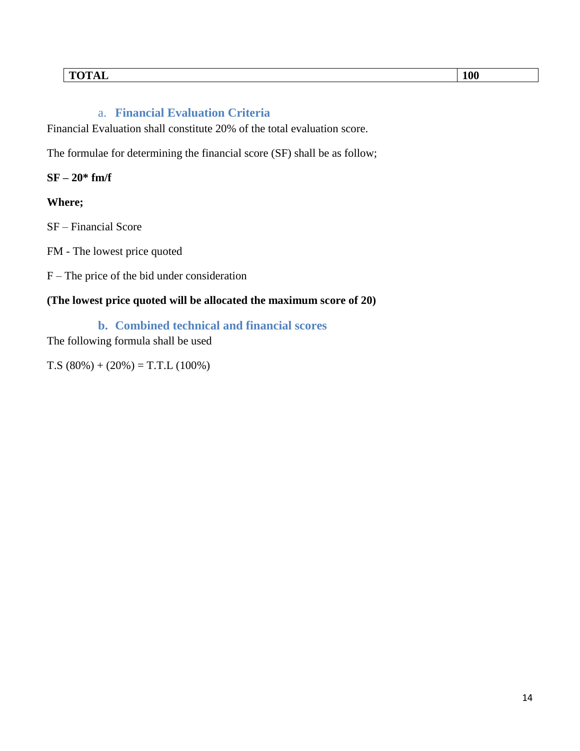| TOTAL | 100 |
|---|---|

### a. Financial Evaluation Criteria

Financial Evaluation shall constitute 20% of the total evaluation score.

The formulae for determining the financial score (SF) shall be as follow;

**SF – 20* fm/f**

**Where;**

SF – Financial Score

FM - The lowest price quoted

F – The price of the bid under consideration

**(The lowest price quoted will be allocated the maximum score of 20)**

### b. Combined technical and financial scores

The following formula shall be used

T.S (80%) + (20%) = T.T.L (100%)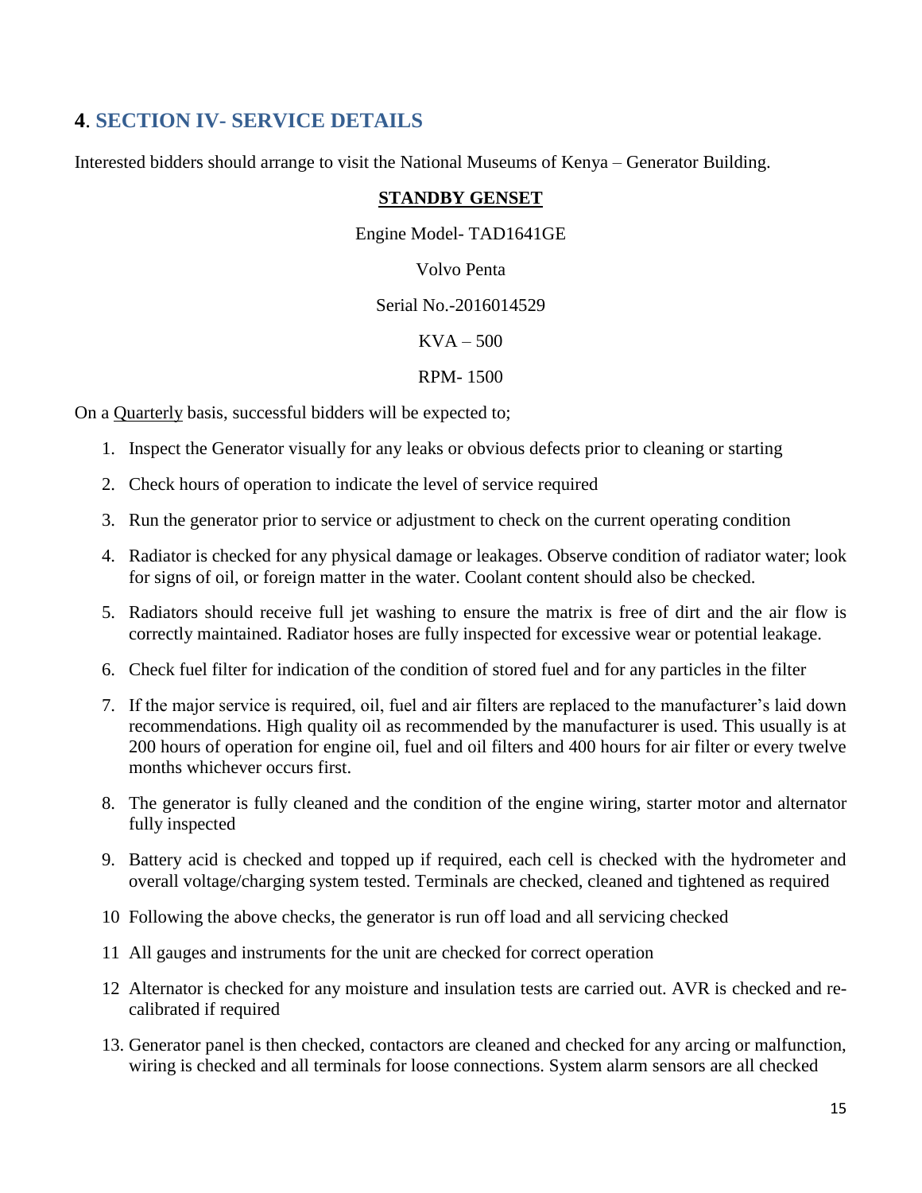## 4. SECTION IV- SERVICE DETAILS

Interested bidders should arrange to visit the National Museums of Kenya – Generator Building.

**<u>STANDBY GENSET</u>**

Engine Model- TAD1641GE

Volvo Penta

Serial No.-2016014529

KVA – 500

RPM- 1500

On a <u>Quarterly</u> basis, successful bidders will be expected to;

1. Inspect the Generator visually for any leaks or obvious defects prior to cleaning or starting
2. Check hours of operation to indicate the level of service required
3. Run the generator prior to service or adjustment to check on the current operating condition
4. Radiator is checked for any physical damage or leakages. Observe condition of radiator water; look for signs of oil, or foreign matter in the water. Coolant content should also be checked.
5. Radiators should receive full jet washing to ensure the matrix is free of dirt and the air flow is correctly maintained. Radiator hoses are fully inspected for excessive wear or potential leakage.
6. Check fuel filter for indication of the condition of stored fuel and for any particles in the filter
7. If the major service is required, oil, fuel and air filters are replaced to the manufacturer's laid down recommendations. High quality oil as recommended by the manufacturer is used. This usually is at 200 hours of operation for engine oil, fuel and oil filters and 400 hours for air filter or every twelve months whichever occurs first.
8. The generator is fully cleaned and the condition of the engine wiring, starter motor and alternator fully inspected
9. Battery acid is checked and topped up if required, each cell is checked with the hydrometer and overall voltage/charging system tested. Terminals are checked, cleaned and tightened as required
10. Following the above checks, the generator is run off load and all servicing checked
11. All gauges and instruments for the unit are checked for correct operation
12. Alternator is checked for any moisture and insulation tests are carried out. AVR is checked and re-calibrated if required
13. Generator panel is then checked, contactors are cleaned and checked for any arcing or malfunction, wiring is checked and all terminals for loose connections. System alarm sensors are all checked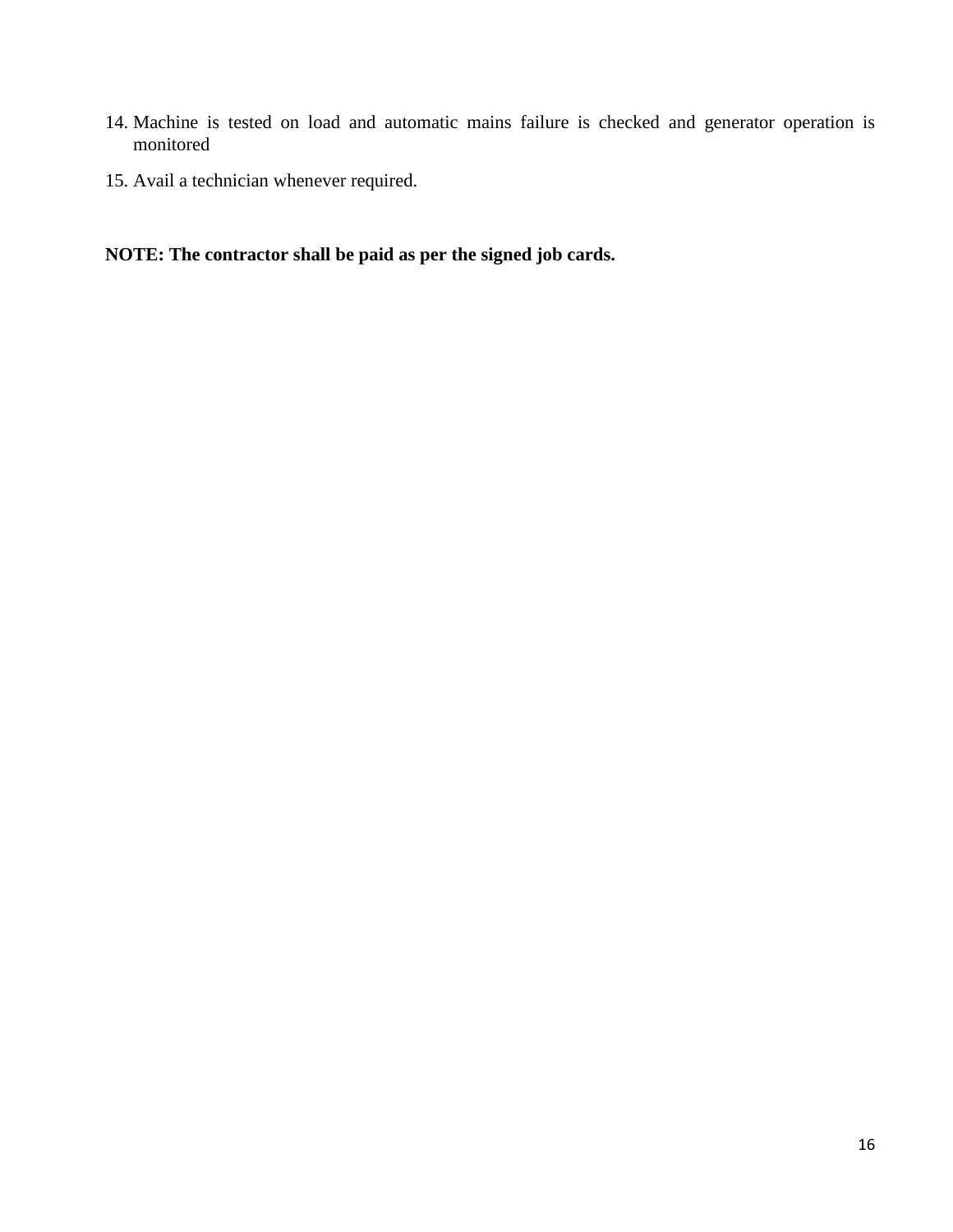14. Machine is tested on load and automatic mains failure is checked and generator operation is monitored
15. Avail a technician whenever required.

**NOTE: The contractor shall be paid as per the signed job cards.**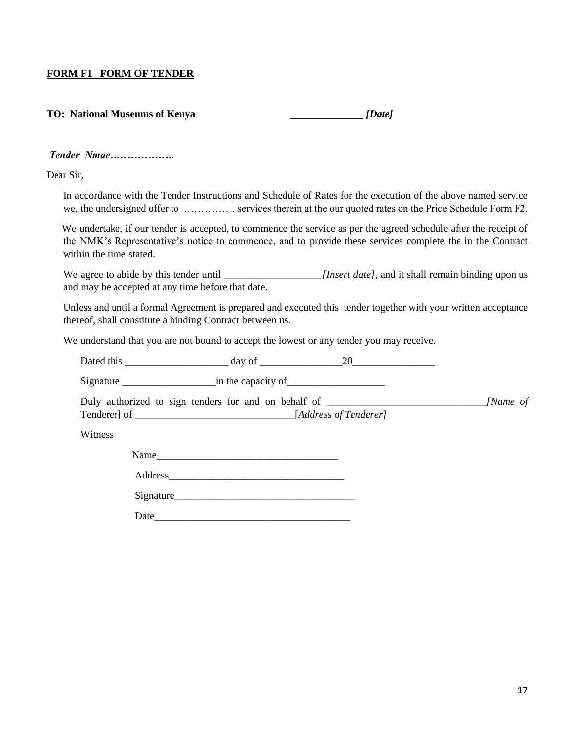**FORM F1 FORM OF TENDER**

**TO: National Museums of Kenya** **______________ *[Date]***

***Tender Nmae……………….***

Dear Sir,

In accordance with the Tender Instructions and Schedule of Rates for the execution of the above named service we, the undersigned offer to …………… services therein at the our quoted rates on the Price Schedule Form F2.

We undertake, if our tender is accepted, to commence the service as per the agreed schedule after the receipt of the NMK's Representative's notice to commence, and to provide these services complete the in the Contract within the time stated.

We agree to abide by this tender until ___________________*[Insert date]*, and it shall remain binding upon us and may be accepted at any time before that date.

Unless and until a formal Agreement is prepared and executed this tender together with your written acceptance thereof, shall constitute a binding Contract between us.

We understand that you are not bound to accept the lowest or any tender you may receive.

Dated this ____________________ day of ________________20________________

Signature __________________in the capacity of___________________

Duly authorized to sign tenders for and on behalf of _______________________________*[Name of* Tenderer] of _______________________________[*Address of Tenderer]*

Witness:

Name___________________________________

Address__________________________________

Signature___________________________________

Date______________________________________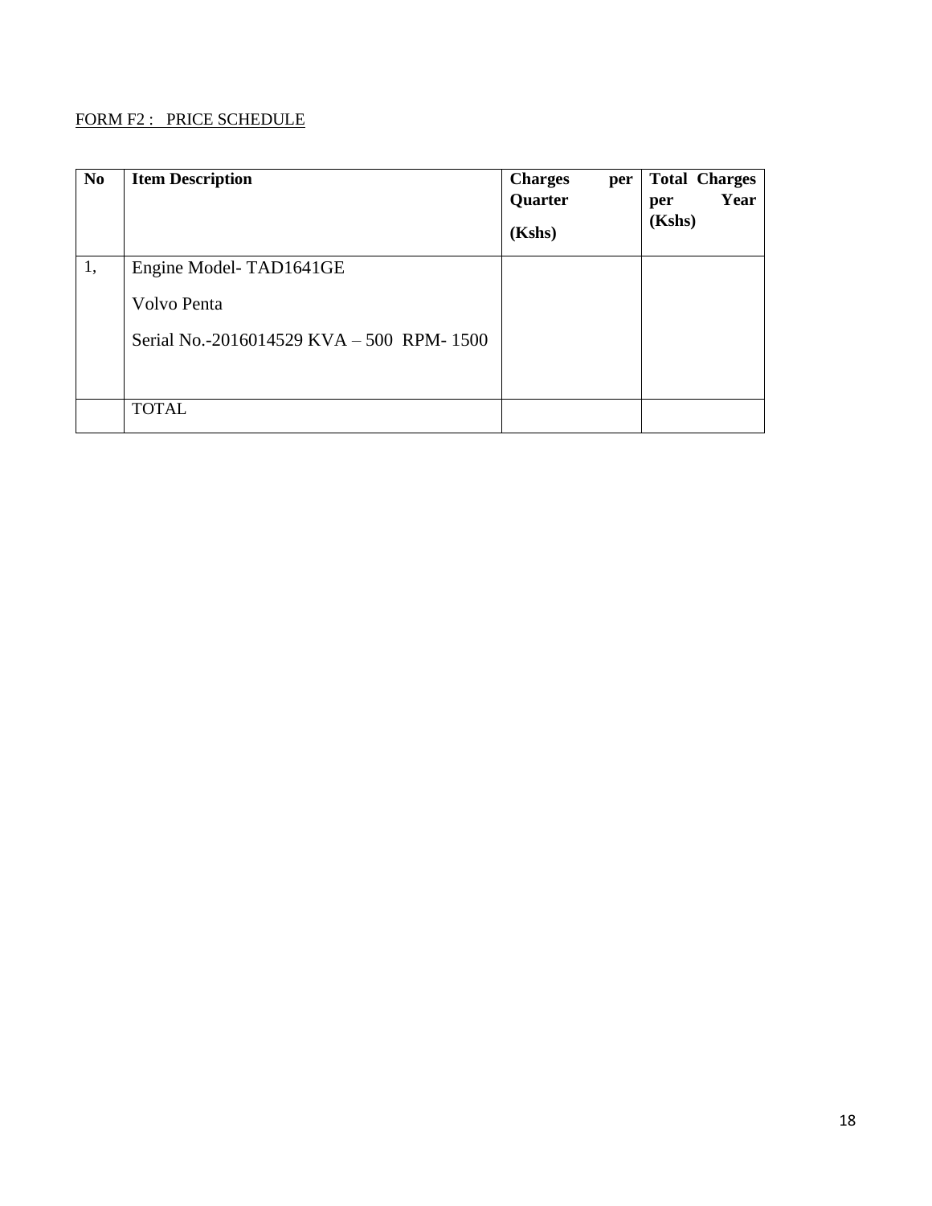FORM F2 : PRICE SCHEDULE

| No | Item Description | Charges per Quarter (Kshs) | Total Charges per Year (Kshs) |
|---|---|---|---|
| 1, | Engine Model- TAD1641GE<br>Volvo Penta<br>Serial No.-2016014529 KVA – 500 RPM- 1500 | | |
| | TOTAL | | |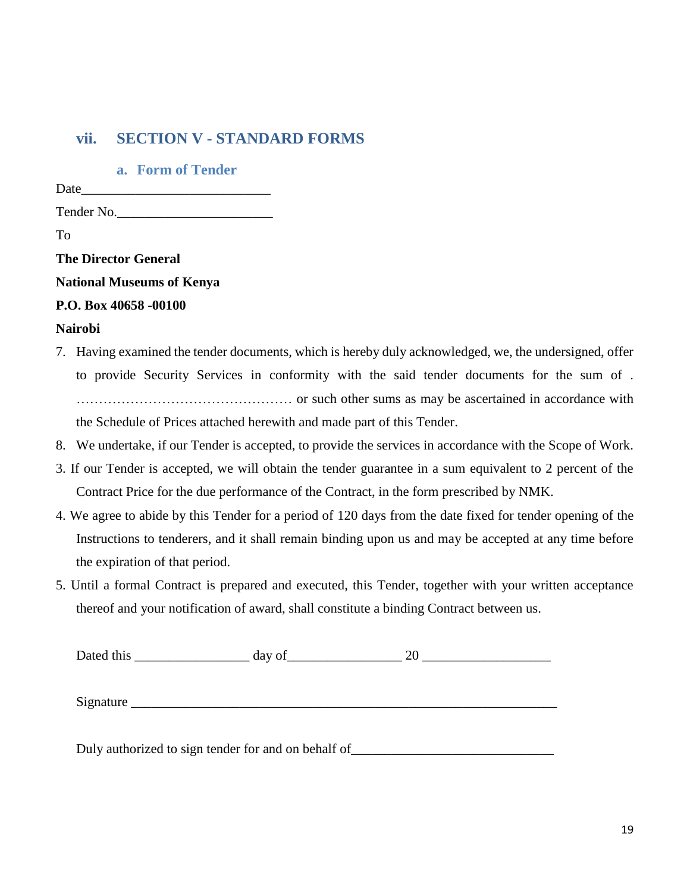## vii. SECTION V - STANDARD FORMS

### a. Form of Tender

Date____________________________

Tender No.______________________

To

**The Director General**

**National Museums of Kenya**

**P.O. Box 40658 -00100**

**Nairobi**

7. Having examined the tender documents, which is hereby duly acknowledged, we, the undersigned, offer to provide Security Services in conformity with the said tender documents for the sum of . ………………………………………… or such other sums as may be ascertained in accordance with the Schedule of Prices attached herewith and made part of this Tender.
8. We undertake, if our Tender is accepted, to provide the services in accordance with the Scope of Work.

3. If our Tender is accepted, we will obtain the tender guarantee in a sum equivalent to 2 percent of the Contract Price for the due performance of the Contract, in the form prescribed by NMK.
4. We agree to abide by this Tender for a period of 120 days from the date fixed for tender opening of the Instructions to tenderers, and it shall remain binding upon us and may be accepted at any time before the expiration of that period.
5. Until a formal Contract is prepared and executed, this Tender, together with your written acceptance thereof and your notification of award, shall constitute a binding Contract between us.

Dated this _________________ day of_________________ 20 ___________________

Signature _________________________________________________________________

Duly authorized to sign tender for and on behalf of______________________________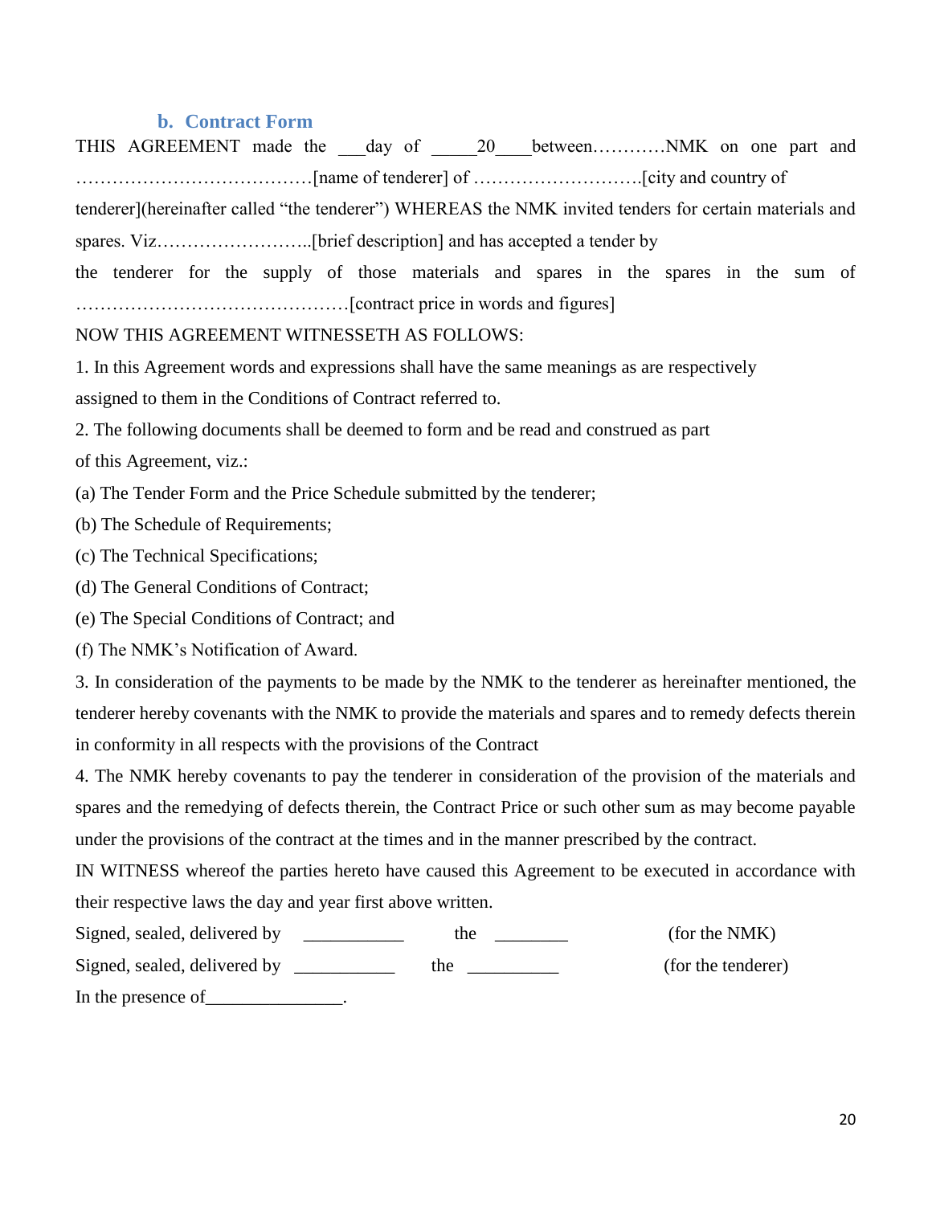### b. Contract Form

THIS AGREEMENT made the ___day of _____20____between…………NMK on one part and …………………………………[name of tenderer] of ……………………….[city and country of tenderer](hereinafter called "the tenderer") WHEREAS the NMK invited tenders for certain materials and spares. Viz……………………..[brief description] and has accepted a tender by the tenderer for the supply of those materials and spares in the spares in the sum of ………………………………………[contract price in words and figures]

NOW THIS AGREEMENT WITNESSETH AS FOLLOWS:

1. In this Agreement words and expressions shall have the same meanings as are respectively assigned to them in the Conditions of Contract referred to.

2. The following documents shall be deemed to form and be read and construed as part of this Agreement, viz.:

(a) The Tender Form and the Price Schedule submitted by the tenderer;

(b) The Schedule of Requirements;

(c) The Technical Specifications;

(d) The General Conditions of Contract;

(e) The Special Conditions of Contract; and

(f) The NMK's Notification of Award.

3. In consideration of the payments to be made by the NMK to the tenderer as hereinafter mentioned, the tenderer hereby covenants with the NMK to provide the materials and spares and to remedy defects therein in conformity in all respects with the provisions of the Contract

4. The NMK hereby covenants to pay the tenderer in consideration of the provision of the materials and spares and the remedying of defects therein, the Contract Price or such other sum as may become payable under the provisions of the contract at the times and in the manner prescribed by the contract.

IN WITNESS whereof the parties hereto have caused this Agreement to be executed in accordance with their respective laws the day and year first above written.

Signed, sealed, delivered by ___________ the ________ (for the NMK)

Signed, sealed, delivered by ___________ the __________ (for the tenderer)

In the presence of_______________.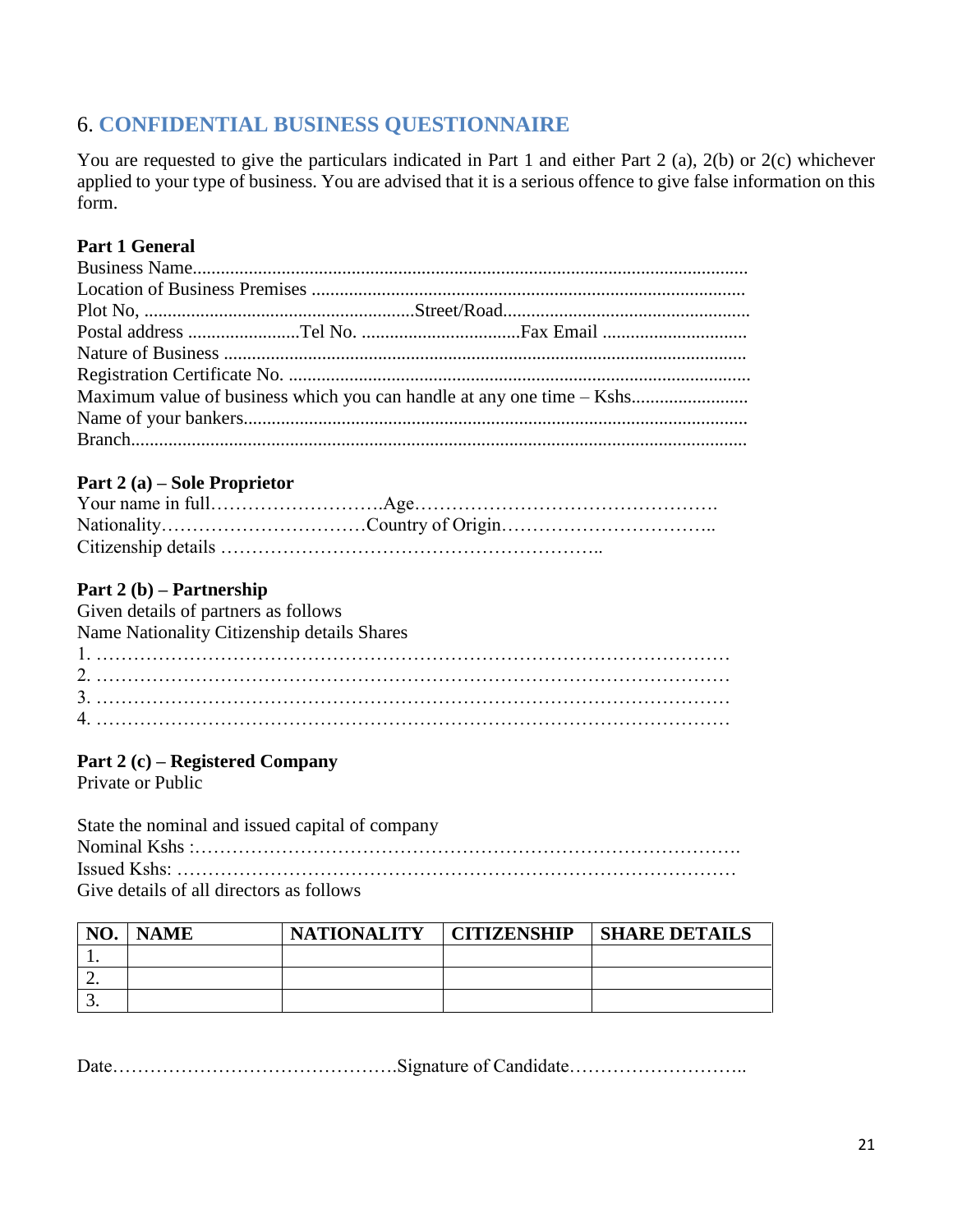## 6. CONFIDENTIAL BUSINESS QUESTIONNAIRE

You are requested to give the particulars indicated in Part 1 and either Part 2 (a), 2(b) or 2(c) whichever applied to your type of business. You are advised that it is a serious offence to give false information on this form.

**Part 1 General**

Business Name.......................................................................................................................

Location of Business Premises ............................................................................................

Plot No, .........................................................Street/Road....................................................

Postal address ........................Tel No. ..................................Fax Email ..............................

Nature of Business ...............................................................................................................

Registration Certificate No. ..................................................................................................

Maximum value of business which you can handle at any one time – Kshs.........................

Name of your bankers...........................................................................................................

Branch...................................................................................................................................

**Part 2 (a) – Sole Proprietor**

Your name in full……………………….Age………………………………………….

Nationality……………………………Country of Origin……………………………..

Citizenship details ……………………………………………………..

**Part 2 (b) – Partnership**

Given details of partners as follows

Name Nationality Citizenship details Shares

1. ………………………………………………………………………………………

2. ………………………………………………………………………………………

3. ………………………………………………………………………………………

4. ………………………………………………………………………………………

**Part 2 (c) – Registered Company**

Private or Public

State the nominal and issued capital of company

Nominal Kshs :…………………………………………………………………………….

Issued Kshs: ………………………………………………………………………………

Give details of all directors as follows

| NO. | NAME | NATIONALITY | CITIZENSHIP | SHARE DETAILS |
|---|---|---|---|---|
| 1. | | | | |
| 2. | | | | |
| 3. | | | | |

Date……………………………………….Signature of Candidate………………………..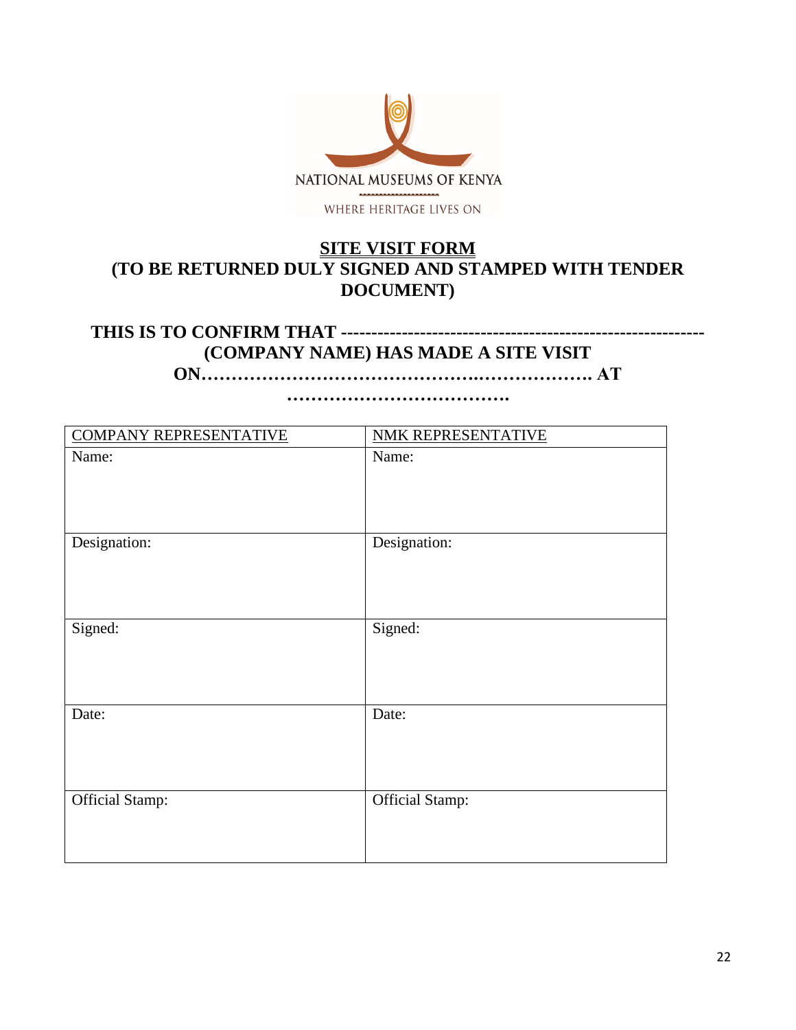NATIONAL MUSEUMS OF KENYA

WHERE HERITAGE LIVES ON

## SITE VISIT FORM
## (TO BE RETURNED DULY SIGNED AND STAMPED WITH TENDER DOCUMENT)

**THIS IS TO CONFIRM THAT -------------------------------------------------------- (COMPANY NAME) HAS MADE A SITE VISIT ON……………………………………..………………. AT ……………………………….**

| COMPANY REPRESENTATIVE | NMK REPRESENTATIVE |
|---|---|
| Name: | Name: |
| Designation: | Designation: |
| Signed: | Signed: |
| Date: | Date: |
| Official Stamp: | Official Stamp: |